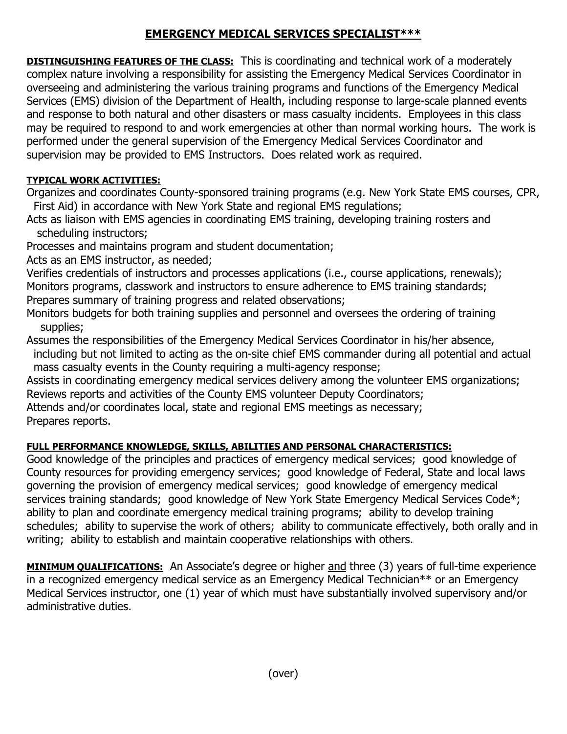# EMERGENCY MEDICAL SERVICES SPECIALIST***

**DISTINGUISHING FEATURES OF THE CLASS:** This is coordinating and technical work of a moderately complex nature involving a responsibility for assisting the Emergency Medical Services Coordinator in overseeing and administering the various training programs and functions of the Emergency Medical Services (EMS) division of the Department of Health, including response to large-scale planned events and response to both natural and other disasters or mass casualty incidents. Employees in this class may be required to respond to and work emergencies at other than normal working hours. The work is performed under the general supervision of the Emergency Medical Services Coordinator and supervision may be provided to EMS Instructors. Does related work as required.

**TYPICAL WORK ACTIVITIES:**

Organizes and coordinates County-sponsored training programs (e.g. New York State EMS courses, CPR, First Aid) in accordance with New York State and regional EMS regulations;
Acts as liaison with EMS agencies in coordinating EMS training, developing training rosters and scheduling instructors;
Processes and maintains program and student documentation;
Acts as an EMS instructor, as needed;
Verifies credentials of instructors and processes applications (i.e., course applications, renewals);
Monitors programs, classwork and instructors to ensure adherence to EMS training standards;
Prepares summary of training progress and related observations;
Monitors budgets for both training supplies and personnel and oversees the ordering of training supplies;
Assumes the responsibilities of the Emergency Medical Services Coordinator in his/her absence, including but not limited to acting as the on-site chief EMS commander during all potential and actual mass casualty events in the County requiring a multi-agency response;
Assists in coordinating emergency medical services delivery among the volunteer EMS organizations;
Reviews reports and activities of the County EMS volunteer Deputy Coordinators;
Attends and/or coordinates local, state and regional EMS meetings as necessary;
Prepares reports.

**FULL PERFORMANCE KNOWLEDGE, SKILLS, ABILITIES AND PERSONAL CHARACTERISTICS:**

Good knowledge of the principles and practices of emergency medical services; good knowledge of County resources for providing emergency services; good knowledge of Federal, State and local laws governing the provision of emergency medical services; good knowledge of emergency medical services training standards; good knowledge of New York State Emergency Medical Services Code*; ability to plan and coordinate emergency medical training programs; ability to develop training schedules; ability to supervise the work of others; ability to communicate effectively, both orally and in writing; ability to establish and maintain cooperative relationships with others.

**MINIMUM QUALIFICATIONS:** An Associate's degree or higher and three (3) years of full-time experience in a recognized emergency medical service as an Emergency Medical Technician** or an Emergency Medical Services instructor, one (1) year of which must have substantially involved supervisory and/or administrative duties.

(over)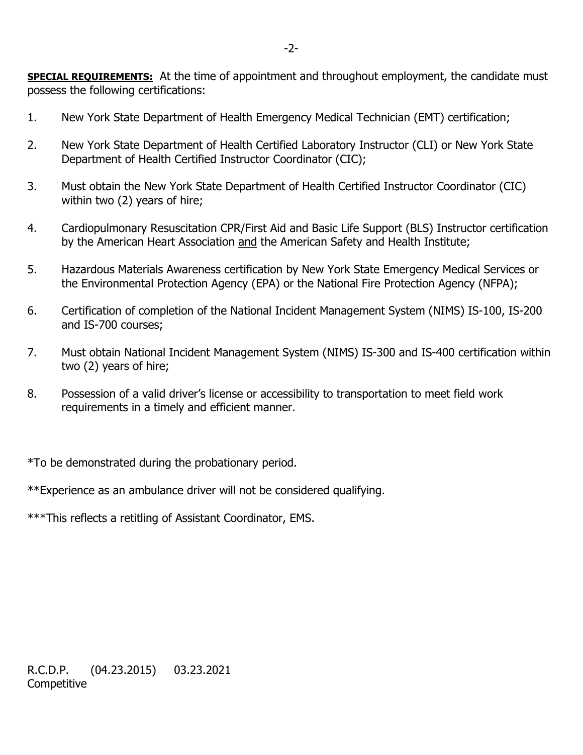**SPECIAL REQUIREMENTS:** At the time of appointment and throughout employment, the candidate must possess the following certifications:

1. New York State Department of Health Emergency Medical Technician (EMT) certification;
2. New York State Department of Health Certified Laboratory Instructor (CLI) or New York State Department of Health Certified Instructor Coordinator (CIC);
3. Must obtain the New York State Department of Health Certified Instructor Coordinator (CIC) within two (2) years of hire;
4. Cardiopulmonary Resuscitation CPR/First Aid and Basic Life Support (BLS) Instructor certification by the American Heart Association and the American Safety and Health Institute;
5. Hazardous Materials Awareness certification by New York State Emergency Medical Services or the Environmental Protection Agency (EPA) or the National Fire Protection Agency (NFPA);
6. Certification of completion of the National Incident Management System (NIMS) IS-100, IS-200 and IS-700 courses;
7. Must obtain National Incident Management System (NIMS) IS-300 and IS-400 certification within two (2) years of hire;
8. Possession of a valid driver's license or accessibility to transportation to meet field work requirements in a timely and efficient manner.

*To be demonstrated during the probationary period.

**Experience as an ambulance driver will not be considered qualifying.

***This reflects a retitling of Assistant Coordinator, EMS.

R.C.D.P. (04.23.2015) 03.23.2021
Competitive